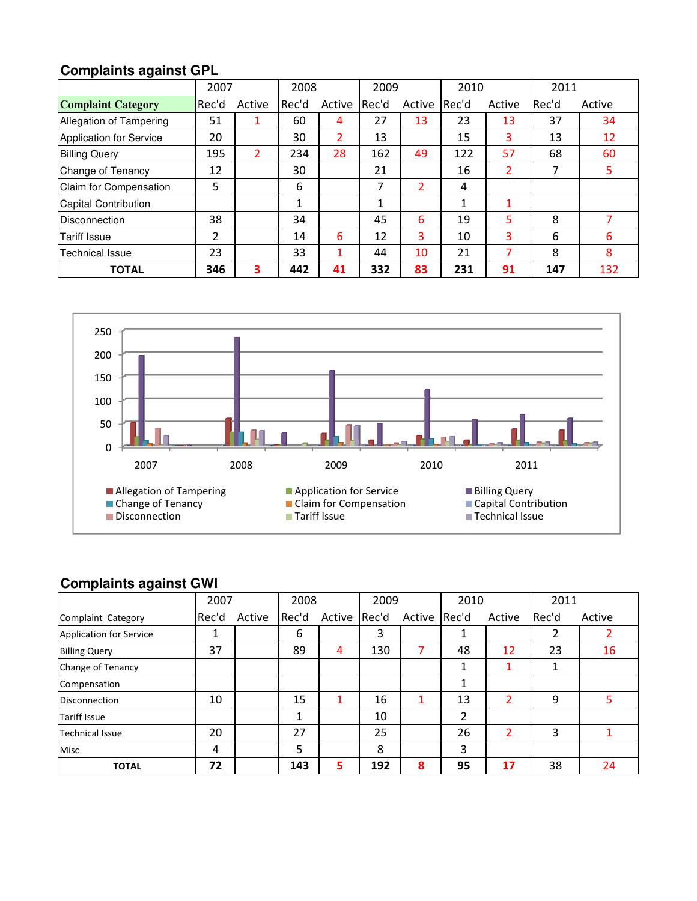## Complaints against GPL

| Complaint Category | 2007 | | 2008 | | 2009 | | 2010 | | 2011 | |
|---|---|---|---|---|---|---|---|---|---|---|
| | Rec'd | Active | Rec'd | Active | Rec'd | Active | Rec'd | Active | Rec'd | Active |
| Allegation of Tampering | 51 | 1 | 60 | 4 | 27 | 13 | 23 | 13 | 37 | 34 |
| Application for Service | 20 | | 30 | 2 | 13 | | 15 | 3 | 13 | 12 |
| Billing Query | 195 | 2 | 234 | 28 | 162 | 49 | 122 | 57 | 68 | 60 |
| Change of Tenancy | 12 | | 30 | | 21 | | 16 | 2 | 7 | 5 |
| Claim for Compensation | 5 | | 6 | | 7 | 2 | 4 | | | |
| Capital Contribution | | | 1 | | 1 | | 1 | 1 | | |
| Disconnection | 38 | | 34 | | 45 | 6 | 19 | 5 | 8 | 7 |
| Tariff Issue | 2 | | 14 | 6 | 12 | 3 | 10 | 3 | 6 | 6 |
| Technical Issue | 23 | | 33 | 1 | 44 | 10 | 21 | 7 | 8 | 8 |
| **TOTAL** | **346** | **3** | **442** | **41** | **332** | **83** | **231** | **91** | **147** | 132 |

## Complaints against GWI

| Complaint Category | 2007 | | 2008 | | 2009 | | 2010 | | 2011 | |
|---|---|---|---|---|---|---|---|---|---|---|
| | Rec'd | Active | Rec'd | Active | Rec'd | Active | Rec'd | Active | Rec'd | Active |
| Application for Service | 1 | | 6 | | 3 | | 1 | | 2 | 2 |
| Billing Query | 37 | | 89 | 4 | 130 | 7 | 48 | 12 | 23 | 16 |
| Change of Tenancy | | | | | | | 1 | 1 | 1 | |
| Compensation | | | | | | | 1 | | | |
| Disconnection | 10 | | 15 | 1 | 16 | 1 | 13 | 2 | 9 | 5 |
| Tariff Issue | | | 1 | | 10 | | 2 | | | |
| Technical Issue | 20 | | 27 | | 25 | | 26 | 2 | 3 | 1 |
| Misc | 4 | | 5 | | 8 | | 3 | | | |
| **TOTAL** | **72** | | **143** | **5** | **192** | **8** | **95** | **17** | 38 | 24 |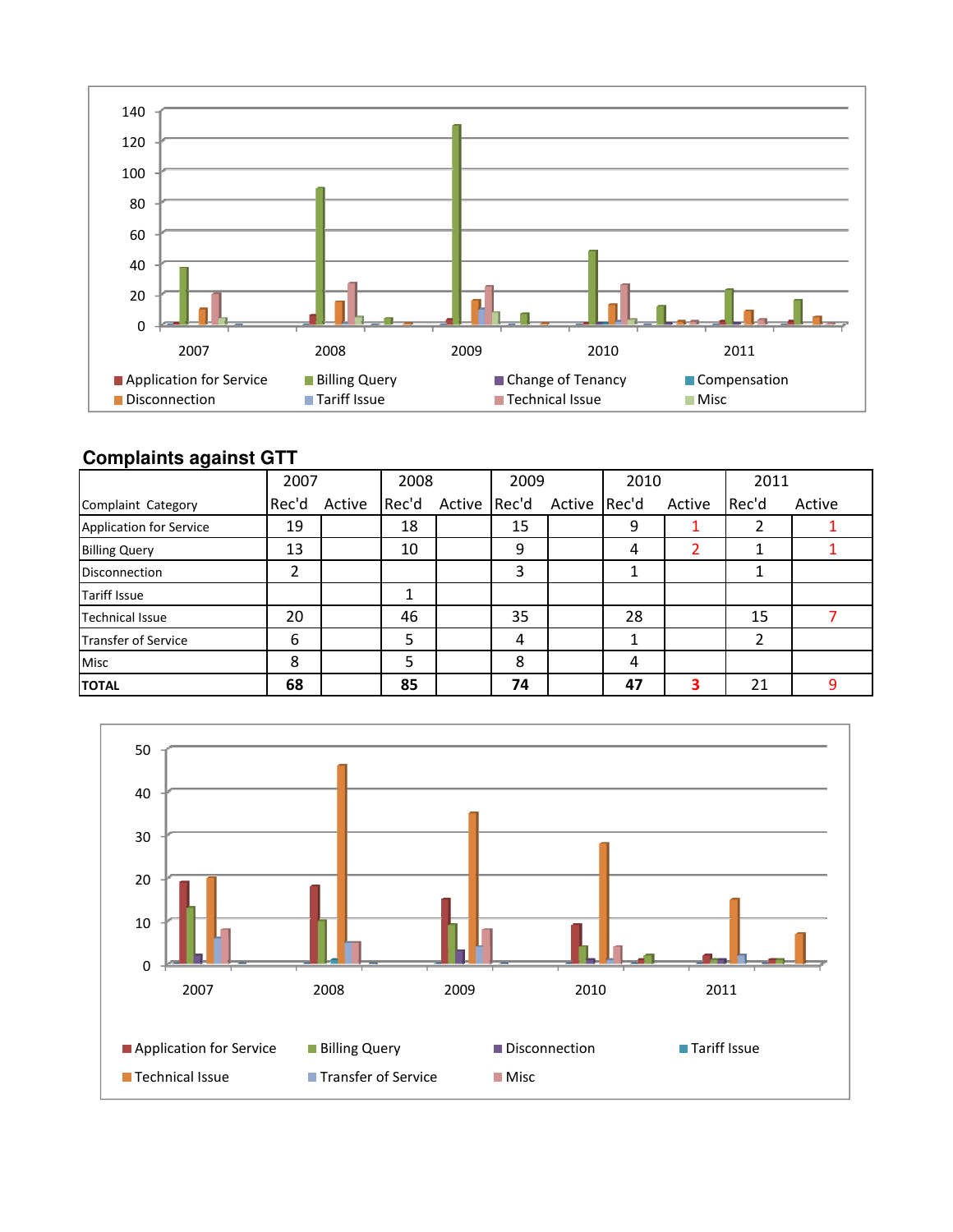140
120
100
80
60
40
20
0

2007 2008 2009 2010 2011

Application for Service, Billing Query, Change of Tenancy, Compensation, Disconnection, Tariff Issue, Technical Issue, Misc

## Complaints against GTT

| Complaint Category | 2007 Rec'd | 2007 Active | 2008 Rec'd | 2008 Active | 2009 Rec'd | 2009 Active | 2010 Rec'd | 2010 Active | 2011 Rec'd | 2011 Active |
|---|---|---|---|---|---|---|---|---|---|---|
| Application for Service | 19 | | 18 | | 15 | | 9 | 1 | 2 | 1 |
| Billing Query | 13 | | 10 | | 9 | | 4 | 2 | 1 | 1 |
| Disconnection | 2 | | | | 3 | | 1 | | 1 | |
| Tariff Issue | | | 1 | | | | | | | |
| Technical Issue | 20 | | 46 | | 35 | | 28 | | 15 | 7 |
| Transfer of Service | 6 | | 5 | | 4 | | 1 | | 2 | |
| Misc | 8 | | 5 | | 8 | | 4 | | | |
| **TOTAL** | **68** | | **85** | | **74** | | **47** | **3** | 21 | 9 |

50
40
30
20
10
0

2007 2008 2009 2010 2011

Application for Service, Billing Query, Disconnection, Tariff Issue, Technical Issue, Transfer of Service, Misc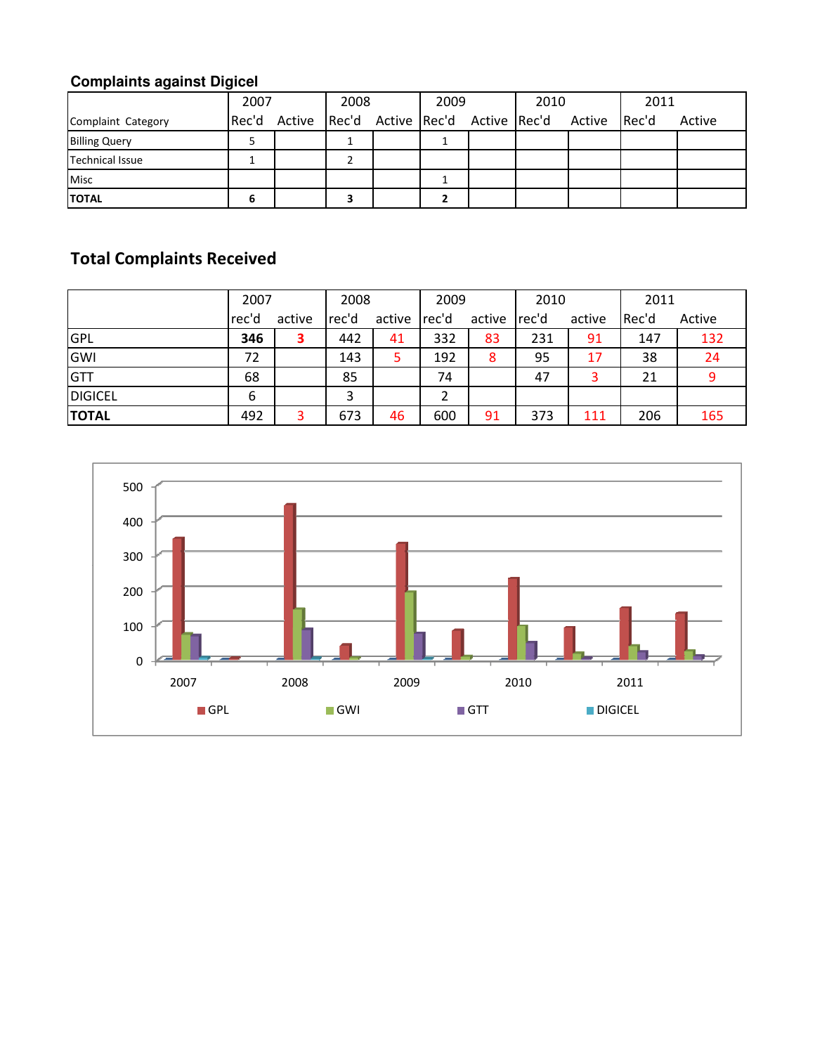### Complaints against Digicel

| Complaint Category | 2007 Rec'd | 2007 Active | 2008 Rec'd | 2008 Active | 2009 Rec'd | 2009 Active | 2010 Rec'd | 2010 Active | 2011 Rec'd | 2011 Active |
|---|---|---|---|---|---|---|---|---|---|---|
| Billing Query | 5 | | 1 | | 1 | | | | | |
| Technical Issue | 1 | | 2 | | | | | | | |
| Misc | | | | | 1 | | | | | |
| **TOTAL** | **6** | | **3** | | **2** | | | | | |

## Total Complaints Received

| | 2007 rec'd | 2007 active | 2008 rec'd | 2008 active | 2009 rec'd | 2009 active | 2010 rec'd | 2010 active | 2011 Rec'd | 2011 Active |
|---|---|---|---|---|---|---|---|---|---|---|
| GPL | **346** | **3** | 442 | 41 | 332 | 83 | 231 | 91 | 147 | 132 |
| GWI | 72 | | 143 | 5 | 192 | 8 | 95 | 17 | 38 | 24 |
| GTT | 68 | | 85 | | 74 | | 47 | 3 | 21 | 9 |
| DIGICEL | 6 | | 3 | | 2 | | | | | |
| **TOTAL** | 492 | 3 | 673 | 46 | 600 | 91 | 373 | 111 | 206 | 165 |

500
400
300
200
100
0

2007 2008 2009 2010 2011

GPL GWI GTT DIGICEL